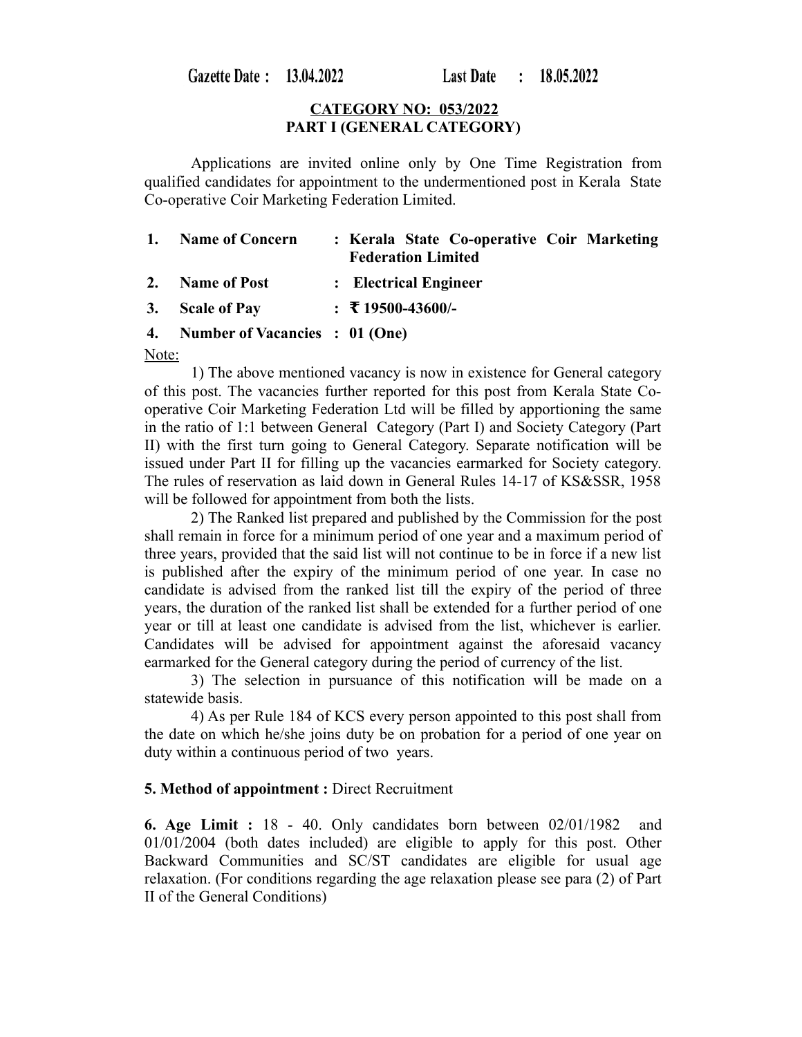**Gazette Date : 13.04.2022 Last Date : 18.05.2022**

**CATEGORY NO: 053/2022**
**PART I (GENERAL CATEGORY)**

Applications are invited online only by One Time Registration from qualified candidates for appointment to the undermentioned post in Kerala State Co-operative Coir Marketing Federation Limited.

1. **Name of Concern : Kerala State Co-operative Coir Marketing Federation Limited**
2. **Name of Post : Electrical Engineer**
3. **Scale of Pay : ₹ 19500-43600/-**
4. **Number of Vacancies : 01 (One)**

Note:

1) The above mentioned vacancy is now in existence for General category of this post. The vacancies further reported for this post from Kerala State Co-operative Coir Marketing Federation Ltd will be filled by apportioning the same in the ratio of 1:1 between General Category (Part I) and Society Category (Part II) with the first turn going to General Category. Separate notification will be issued under Part II for filling up the vacancies earmarked for Society category. The rules of reservation as laid down in General Rules 14-17 of KS&SSR, 1958 will be followed for appointment from both the lists.

2) The Ranked list prepared and published by the Commission for the post shall remain in force for a minimum period of one year and a maximum period of three years, provided that the said list will not continue to be in force if a new list is published after the expiry of the minimum period of one year. In case no candidate is advised from the ranked list till the expiry of the period of three years, the duration of the ranked list shall be extended for a further period of one year or till at least one candidate is advised from the list, whichever is earlier. Candidates will be advised for appointment against the aforesaid vacancy earmarked for the General category during the period of currency of the list.

3) The selection in pursuance of this notification will be made on a statewide basis.

4) As per Rule 184 of KCS every person appointed to this post shall from the date on which he/she joins duty be on probation for a period of one year on duty within a continuous period of two years.

**5. Method of appointment :** Direct Recruitment

**6. Age Limit :** 18 - 40. Only candidates born between 02/01/1982 and 01/01/2004 (both dates included) are eligible to apply for this post. Other Backward Communities and SC/ST candidates are eligible for usual age relaxation. (For conditions regarding the age relaxation please see para (2) of Part II of the General Conditions)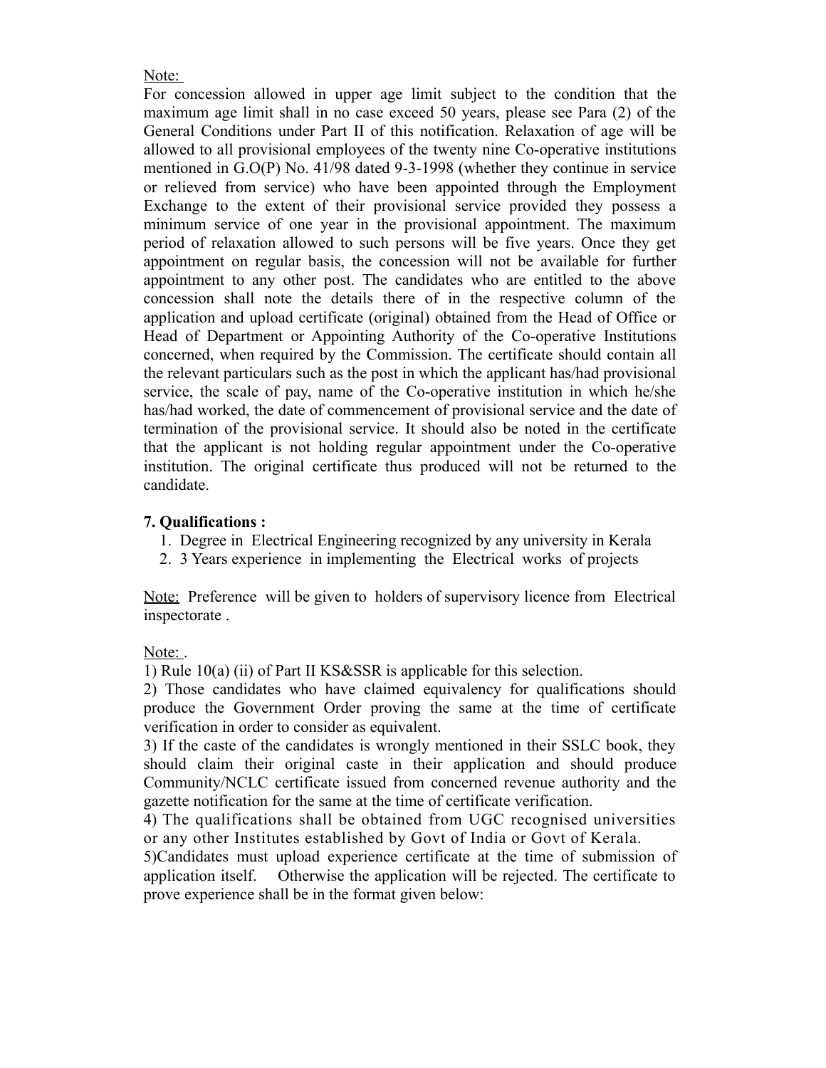Note:

For concession allowed in upper age limit subject to the condition that the maximum age limit shall in no case exceed 50 years, please see Para (2) of the General Conditions under Part II of this notification. Relaxation of age will be allowed to all provisional employees of the twenty nine Co-operative institutions mentioned in G.O(P) No. 41/98 dated 9-3-1998 (whether they continue in service or relieved from service) who have been appointed through the Employment Exchange to the extent of their provisional service provided they possess a minimum service of one year in the provisional appointment. The maximum period of relaxation allowed to such persons will be five years. Once they get appointment on regular basis, the concession will not be available for further appointment to any other post. The candidates who are entitled to the above concession shall note the details there of in the respective column of the application and upload certificate (original) obtained from the Head of Office or Head of Department or Appointing Authority of the Co-operative Institutions concerned, when required by the Commission. The certificate should contain all the relevant particulars such as the post in which the applicant has/had provisional service, the scale of pay, name of the Co-operative institution in which he/she has/had worked, the date of commencement of provisional service and the date of termination of the provisional service. It should also be noted in the certificate that the applicant is not holding regular appointment under the Co-operative institution. The original certificate thus produced will not be returned to the candidate.

**7. Qualifications :**

1. Degree in Electrical Engineering recognized by any university in Kerala
2. 3 Years experience in implementing the Electrical works of projects

Note: Preference will be given to holders of supervisory licence from Electrical inspectorate .

Note: .

1) Rule 10(a) (ii) of Part II KS&SSR is applicable for this selection.

2) Those candidates who have claimed equivalency for qualifications should produce the Government Order proving the same at the time of certificate verification in order to consider as equivalent.

3) If the caste of the candidates is wrongly mentioned in their SSLC book, they should claim their original caste in their application and should produce Community/NCLC certificate issued from concerned revenue authority and the gazette notification for the same at the time of certificate verification.

4) The qualifications shall be obtained from UGC recognised universities or any other Institutes established by Govt of India or Govt of Kerala.

5)Candidates must upload experience certificate at the time of submission of application itself. Otherwise the application will be rejected. The certificate to prove experience shall be in the format given below: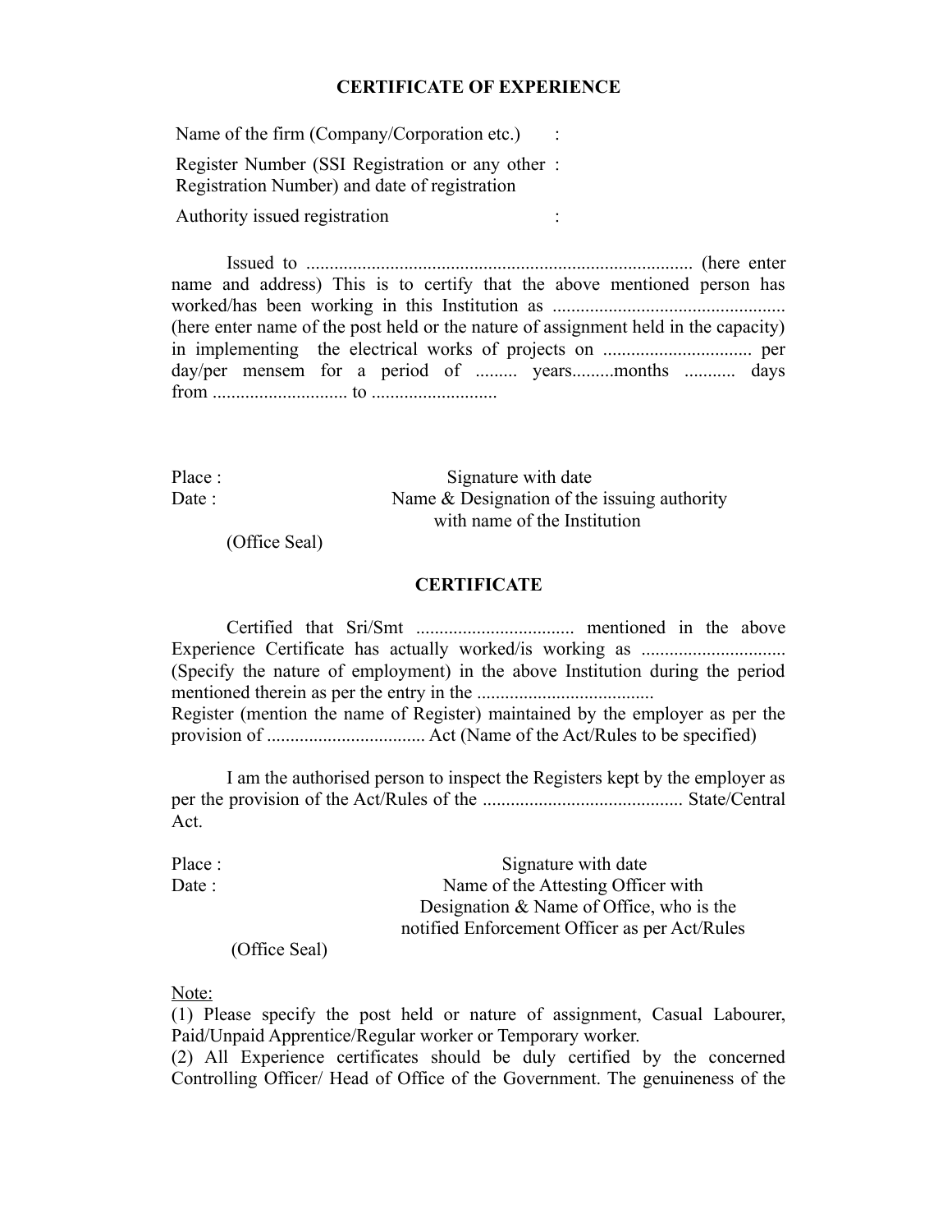## CERTIFICATE OF EXPERIENCE

| | |
|---|---|
| Name of the firm (Company/Corporation etc.) | : |
| Register Number (SSI Registration or any other Registration Number) and date of registration | : |
| Authority issued registration | : |

Issued to ................................................................................... (here enter name and address) This is to certify that the above mentioned person has worked/has been working in this Institution as .................................................. (here enter name of the post held or the nature of assignment held in the capacity) in implementing the electrical works of projects on ................................ per day/per mensem for a period of ......... years.........months ........... days from ............................. to ...........................

Place : Signature with date

Date : Name & Designation of the issuing authority with name of the Institution

(Office Seal)

## CERTIFICATE

Certified that Sri/Smt .................................. mentioned in the above Experience Certificate has actually worked/is working as ............................... (Specify the nature of employment) in the above Institution during the period mentioned therein as per the entry in the ......................................
Register (mention the name of Register) maintained by the employer as per the provision of .................................. Act (Name of the Act/Rules to be specified)

I am the authorised person to inspect the Registers kept by the employer as per the provision of the Act/Rules of the ........................................... State/Central Act.

Place : Signature with date

Date : Name of the Attesting Officer with Designation & Name of Office, who is the notified Enforcement Officer as per Act/Rules

(Office Seal)

Note:

(1) Please specify the post held or nature of assignment, Casual Labourer, Paid/Unpaid Apprentice/Regular worker or Temporary worker.

(2) All Experience certificates should be duly certified by the concerned Controlling Officer/ Head of Office of the Government. The genuineness of the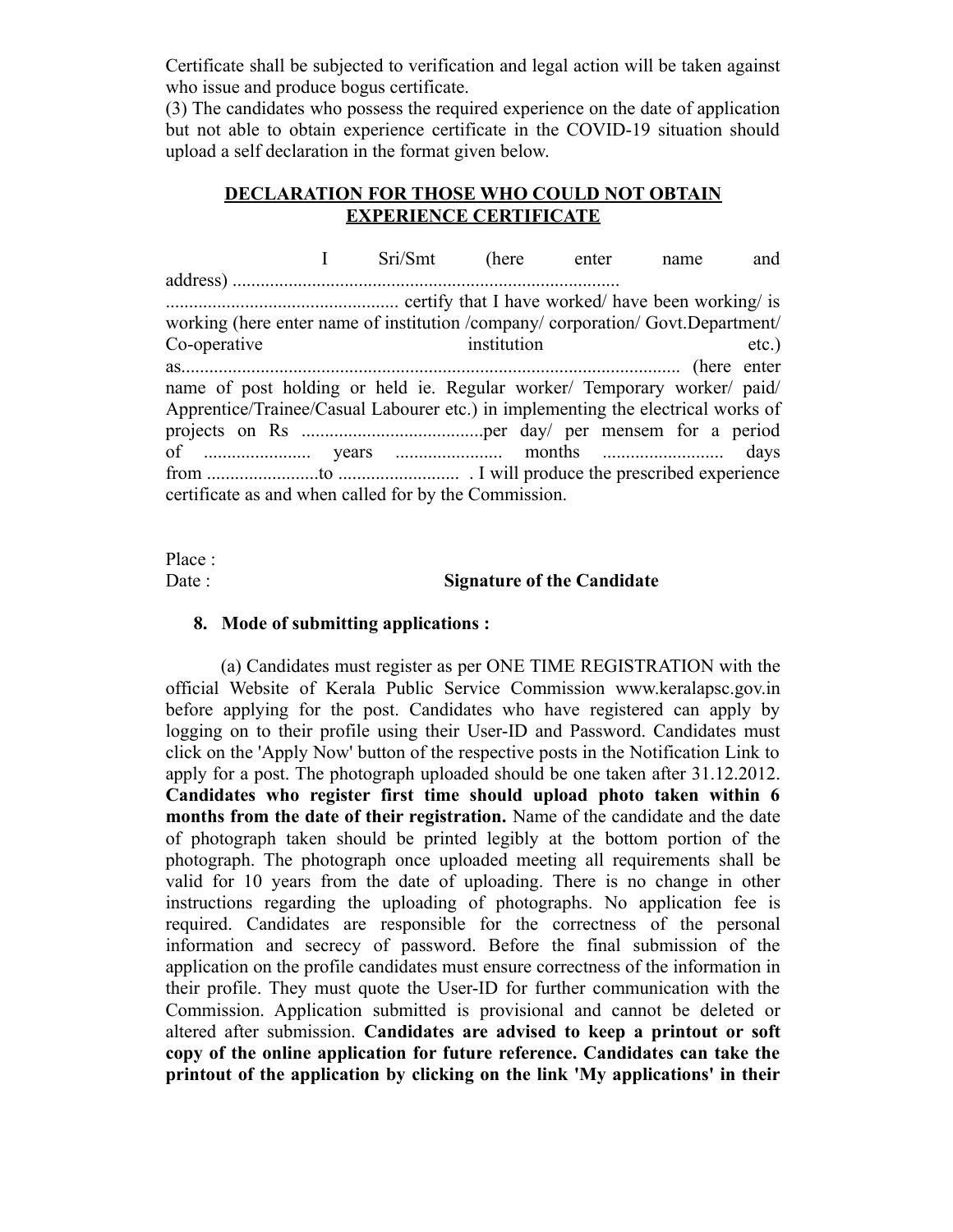Certificate shall be subjected to verification and legal action will be taken against who issue and produce bogus certificate.

(3) The candidates who possess the required experience on the date of application but not able to obtain experience certificate in the COVID-19 situation should upload a self declaration in the format given below.

**DECLARATION FOR THOSE WHO COULD NOT OBTAIN EXPERIENCE CERTIFICATE**

I Sri/Smt (here enter name and address) .................................................................................. ................................................. certify that I have worked/ have been working/ is working (here enter name of institution /company/ corporation/ Govt.Department/ Co-operative institution etc.) as.......................................................................................................... (here enter name of post holding or held ie. Regular worker/ Temporary worker/ paid/ Apprentice/Trainee/Casual Labourer etc.) in implementing the electrical works of projects on Rs .......................................per day/ per mensem for a period of ....................... years ....................... months .......................... days from ........................to .......................... . I will produce the prescribed experience certificate as and when called for by the Commission.

Place :

Date : **Signature of the Candidate**

**8. Mode of submitting applications :**

(a) Candidates must register as per ONE TIME REGISTRATION with the official Website of Kerala Public Service Commission www.keralapsc.gov.in before applying for the post. Candidates who have registered can apply by logging on to their profile using their User-ID and Password. Candidates must click on the 'Apply Now' button of the respective posts in the Notification Link to apply for a post. The photograph uploaded should be one taken after 31.12.2012. **Candidates who register first time should upload photo taken within 6 months from the date of their registration.** Name of the candidate and the date of photograph taken should be printed legibly at the bottom portion of the photograph. The photograph once uploaded meeting all requirements shall be valid for 10 years from the date of uploading. There is no change in other instructions regarding the uploading of photographs. No application fee is required. Candidates are responsible for the correctness of the personal information and secrecy of password. Before the final submission of the application on the profile candidates must ensure correctness of the information in their profile. They must quote the User-ID for further communication with the Commission. Application submitted is provisional and cannot be deleted or altered after submission. **Candidates are advised to keep a printout or soft copy of the online application for future reference. Candidates can take the printout of the application by clicking on the link 'My applications' in their**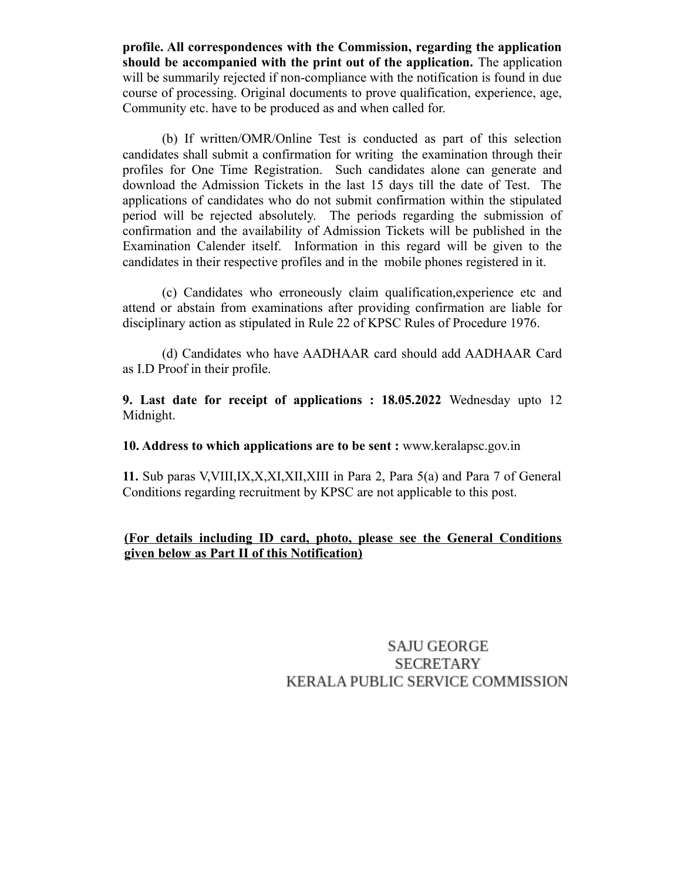**profile. All correspondences with the Commission, regarding the application should be accompanied with the print out of the application.** The application will be summarily rejected if non-compliance with the notification is found in due course of processing. Original documents to prove qualification, experience, age, Community etc. have to be produced as and when called for.

(b) If written/OMR/Online Test is conducted as part of this selection candidates shall submit a confirmation for writing the examination through their profiles for One Time Registration. Such candidates alone can generate and download the Admission Tickets in the last 15 days till the date of Test. The applications of candidates who do not submit confirmation within the stipulated period will be rejected absolutely. The periods regarding the submission of confirmation and the availability of Admission Tickets will be published in the Examination Calender itself. Information in this regard will be given to the candidates in their respective profiles and in the mobile phones registered in it.

(c) Candidates who erroneously claim qualification,experience etc and attend or abstain from examinations after providing confirmation are liable for disciplinary action as stipulated in Rule 22 of KPSC Rules of Procedure 1976.

(d) Candidates who have AADHAAR card should add AADHAAR Card as I.D Proof in their profile.

**9. Last date for receipt of applications : 18.05.2022** Wednesday upto 12 Midnight.

**10. Address to which applications are to be sent :** www.keralapsc.gov.in

**11.** Sub paras V,VIII,IX,X,XI,XII,XIII in Para 2, Para 5(a) and Para 7 of General Conditions regarding recruitment by KPSC are not applicable to this post.

**(For details including ID card, photo, please see the General Conditions given below as Part II of this Notification)**

SAJU GEORGE
SECRETARY
KERALA PUBLIC SERVICE COMMISSION